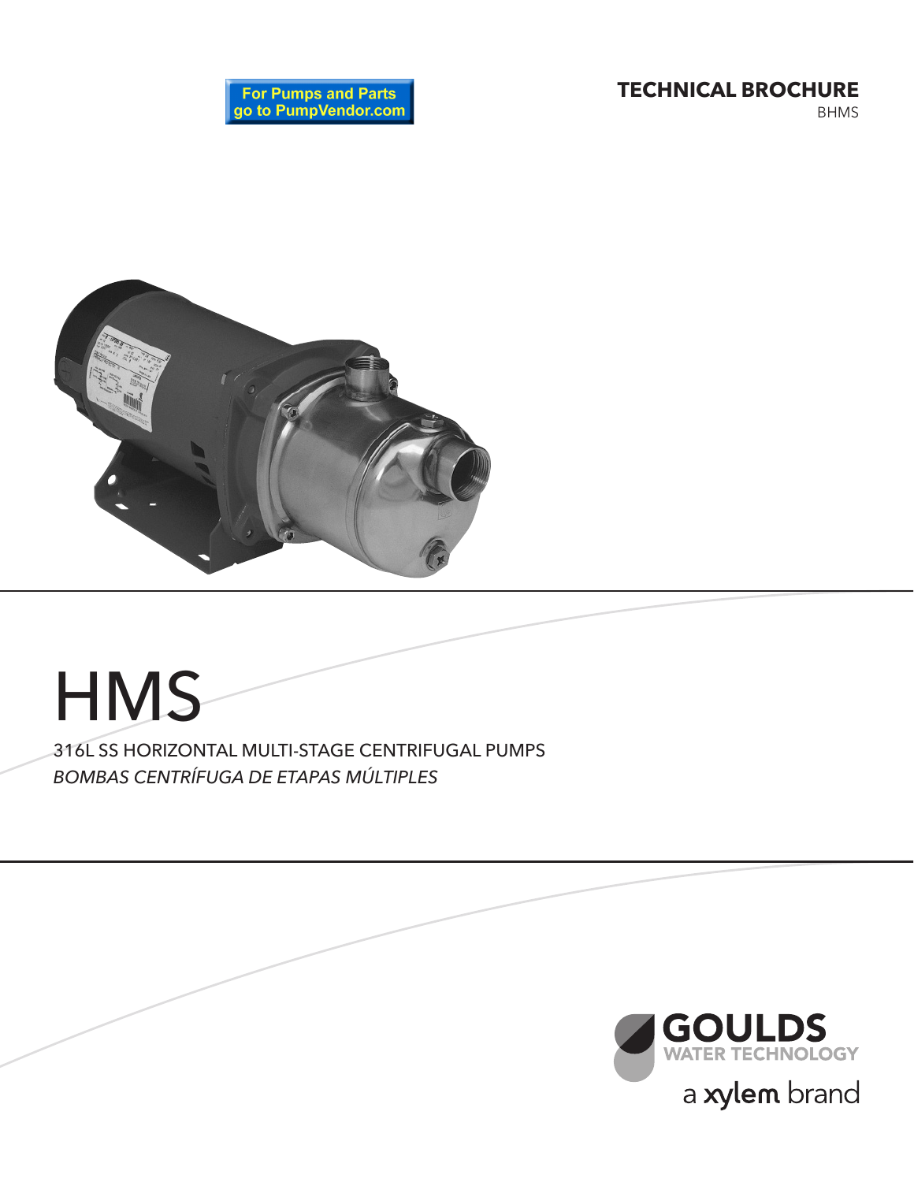For Pumps and Parts go to PumpVendor.com

**TECHNICAL BROCHURE**

BHMS

# HMS

316L SS HORIZONTAL MULTI-STAGE CENTRIFUGAL PUMPS

*BOMBAS CENTRÍFUGA DE ETAPAS MÚLTIPLES*

GOULDS WATER TECHNOLOGY

a xylem brand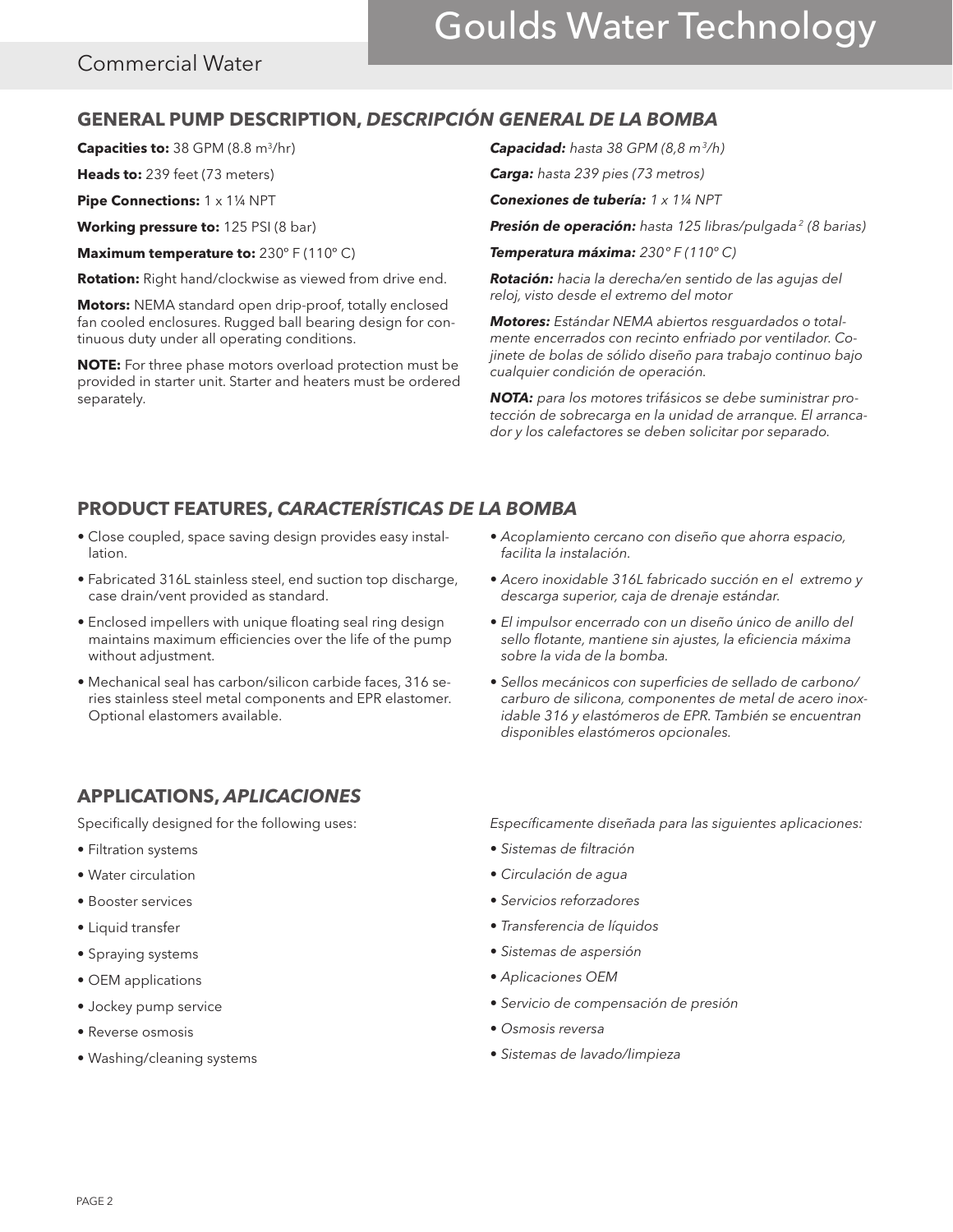## GENERAL PUMP DESCRIPTION, *DESCRIPCIÓN GENERAL DE LA BOMBA*

**Capacities to:** 38 GPM (8.8 $m^3$/hr)

**Heads to:** 239 feet (73 meters)

**Pipe Connections:** 1 x 1¼ NPT

**Working pressure to:** 125 PSI (8 bar)

**Maximum temperature to:** 230º F (110º C)

**Rotation:** Right hand/clockwise as viewed from drive end.

**Motors:** NEMA standard open drip-proof, totally enclosed fan cooled enclosures. Rugged ball bearing design for continuous duty under all operating conditions.

**NOTE:** For three phase motors overload protection must be provided in starter unit. Starter and heaters must be ordered separately.

***Capacidad:*** *hasta 38 GPM (8,8 $m^3$/h)*

***Carga:*** *hasta 239 pies (73 metros)*

***Conexiones de tubería:*** *1 x 1¼ NPT*

***Presión de operación:*** *hasta 125 libras/pulgada$^2$ (8 barias)*

***Temperatura máxima:*** *230º F (110º C)*

***Rotación:*** *hacia la derecha/en sentido de las agujas del reloj, visto desde el extremo del motor*

***Motores:*** *Estándar NEMA abiertos resguardados o totalmente encerrados con recinto enfriado por ventilador. Cojinete de bolas de sólido diseño para trabajo continuo bajo cualquier condición de operación.*

***NOTA:*** *para los motores trifásicos se debe suministrar protección de sobrecarga en la unidad de arranque. El arrancador y los calefactores se deben solicitar por separado.*

## PRODUCT FEATURES, *CARACTERÍSTICAS DE LA BOMBA*

- Close coupled, space saving design provides easy installation.
- Fabricated 316L stainless steel, end suction top discharge, case drain/vent provided as standard.
- Enclosed impellers with unique floating seal ring design maintains maximum efficiencies over the life of the pump without adjustment.
- Mechanical seal has carbon/silicon carbide faces, 316 series stainless steel metal components and EPR elastomer. Optional elastomers available.

- *Acoplamiento cercano con diseño que ahorra espacio, facilita la instalación.*
- *Acero inoxidable 316L fabricado succión en el extremo y descarga superior, caja de drenaje estándar.*
- *El impulsor encerrado con un diseño único de anillo del sello flotante, mantiene sin ajustes, la eficiencia máxima sobre la vida de la bomba.*
- *Sellos mecánicos con superficies de sellado de carbono/carburo de silicona, componentes de metal de acero inoxidable 316 y elastómeros de EPR. También se encuentran disponibles elastómeros opcionales.*

## APPLICATIONS, *APLICACIONES*

Specifically designed for the following uses:

- Filtration systems
- Water circulation
- Booster services
- Liquid transfer
- Spraying systems
- OEM applications
- Jockey pump service
- Reverse osmosis
- Washing/cleaning systems

*Específicamente diseñada para las siguientes aplicaciones:*

- *Sistemas de filtración*
- *Circulación de agua*
- *Servicios reforzadores*
- *Transferencia de líquidos*
- *Sistemas de aspersión*
- *Aplicaciones OEM*
- *Servicio de compensación de presión*
- *Osmosis reversa*
- *Sistemas de lavado/limpieza*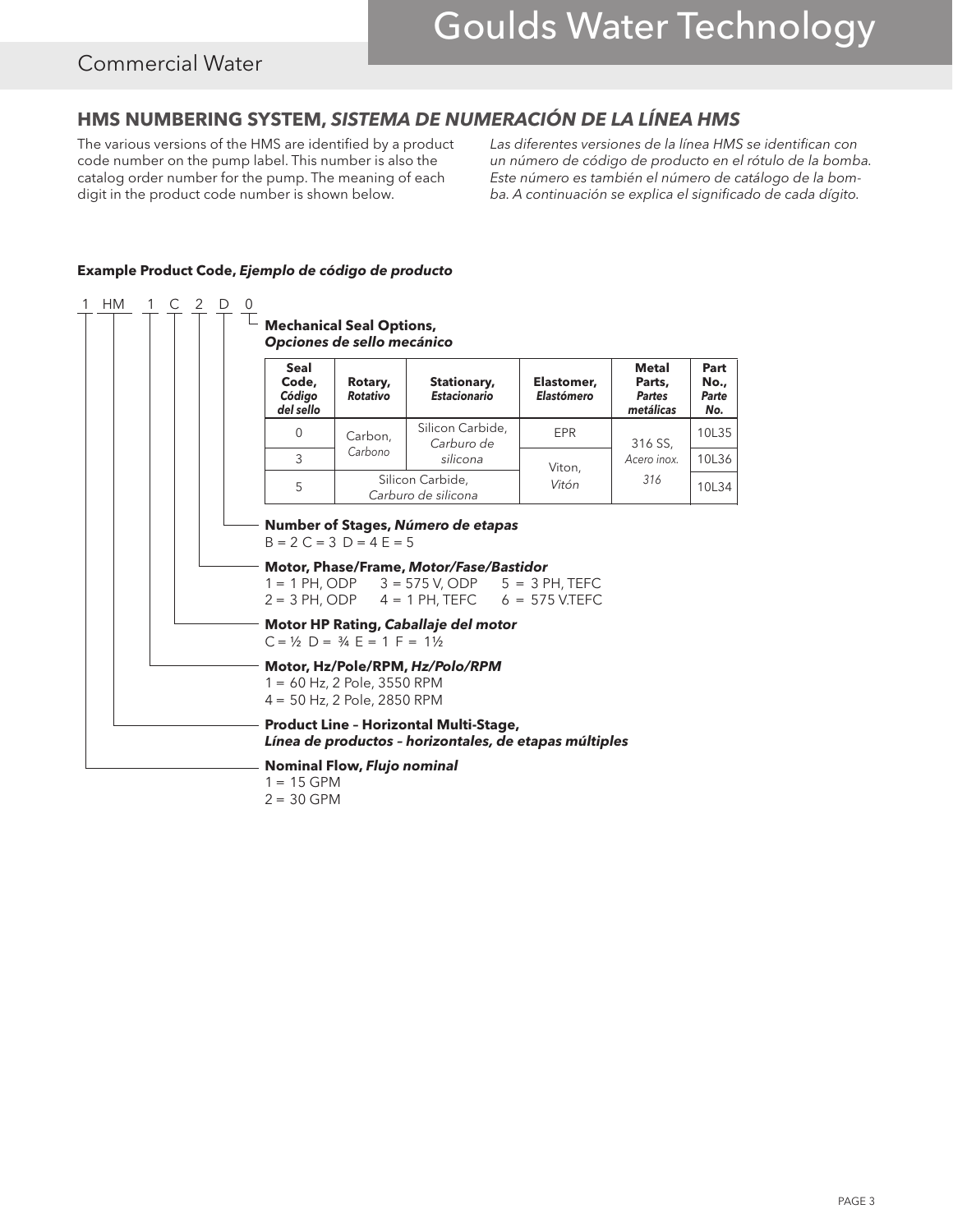## HMS NUMBERING SYSTEM, *SISTEMA DE NUMERACIÓN DE LA LÍNEA HMS*

The various versions of the HMS are identified by a product code number on the pump label. This number is also the catalog order number for the pump. The meaning of each digit in the product code number is shown below.

*Las diferentes versiones de la línea HMS se identifican con un número de código de producto en el rótulo de la bomba. Este número es también el número de catálogo de la bomba. A continuación se explica el significado de cada dígito.*

**Example Product Code, *Ejemplo de código de producto***

1 HM 1 C 2 D 0

**Mechanical Seal Options, *Opciones de sello mecánico***

| Seal Code, *Código del sello* | Rotary, *Rotativo* | Stationary, *Estacionario* | Elastomer, *Elastómero* | Metal Parts, *Partes metálicas* | Part No., *Parte No.* |
|---|---|---|---|---|---|
| 0 | Carbon, *Carbono* | Silicon Carbide, *Carburo de silicona* | EPR | 316 SS, *Acero inox. 316* | 10L35 |
| 3 | Carbon, *Carbono* | Silicon Carbide, *Carburo de silicona* | Viton, *Vitón* | 316 SS, *Acero inox. 316* | 10L36 |
| 5 | Silicon Carbide, *Carburo de silicona* | | Viton, *Vitón* | 316 SS, *Acero inox. 316* | 10L34 |

**Number of Stages, *Número de etapas***
B = 2 C = 3 D = 4 E = 5

**Motor, Phase/Frame, *Motor/Fase/Bastidor***
1 = 1 PH, ODP 3 = 575 V, ODP 5 = 3 PH, TEFC
2 = 3 PH, ODP 4 = 1 PH, TEFC 6 = 575 V.TEFC

**Motor HP Rating, *Caballaje del motor***
C = ½ D = ¾ E = 1 F = 1½

**Motor, Hz/Pole/RPM, *Hz/Polo/RPM***
1 = 60 Hz, 2 Pole, 3550 RPM
4 = 50 Hz, 2 Pole, 2850 RPM

**Product Line – Horizontal Multi-Stage, *Línea de productos – horizontales, de etapas múltiples***

**Nominal Flow, *Flujo nominal***
1 = 15 GPM
2 = 30 GPM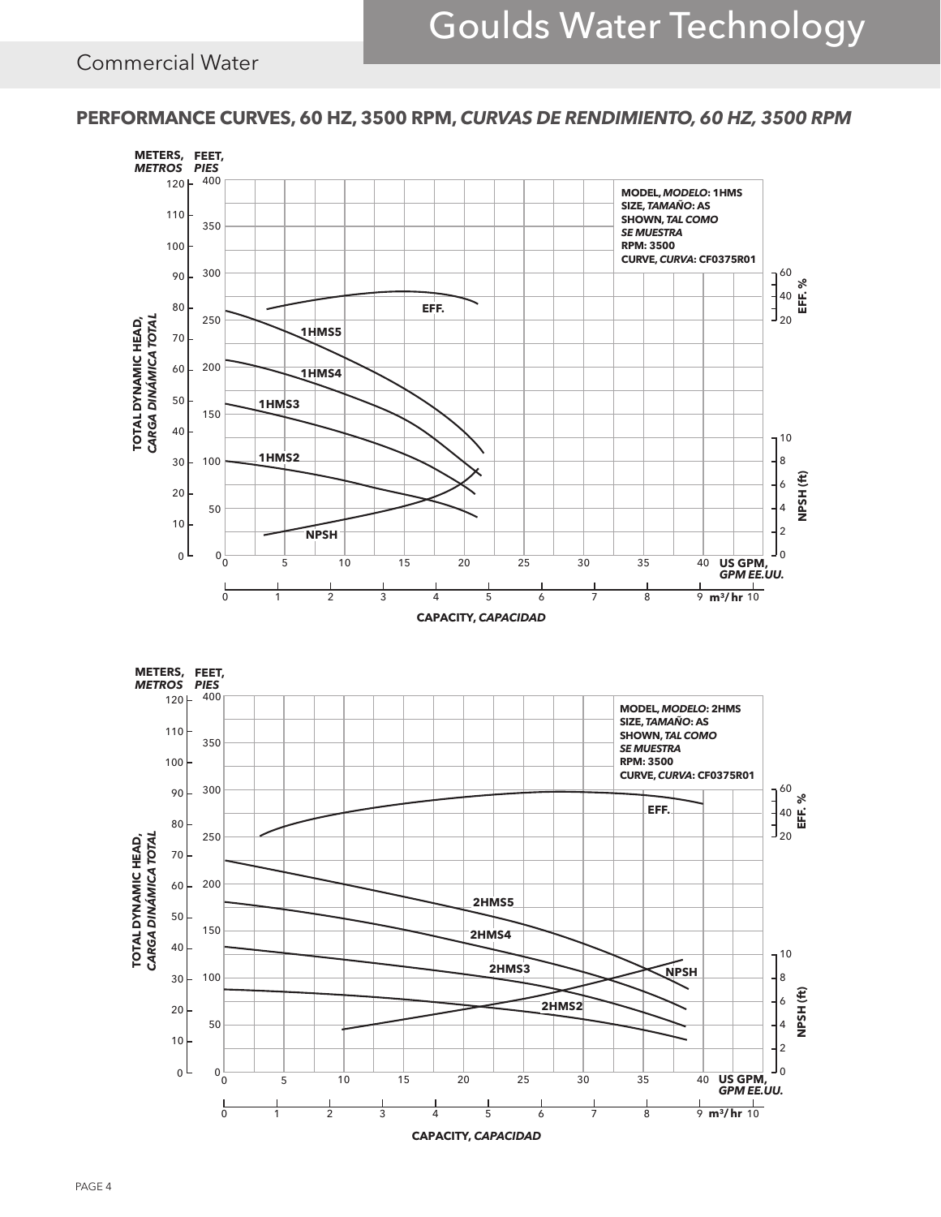## PERFORMANCE CURVES, 60 HZ, 3500 RPM, *CURVAS DE RENDIMIENTO, 60 HZ, 3500 RPM*

**MODEL, *MODELO*: 1HMS**
**SIZE, *TAMAÑO*: AS SHOWN, *TAL COMO SE MUESTRA***
**RPM: 3500**
**CURVE, *CURVA*: CF0375R01**

METERS, *METROS* | FEET, *PIES*

TOTAL DYNAMIC HEAD, *CARGA DINÁMICA TOTAL*

EFF. | 1HMS5 | 1HMS4 | 1HMS3 | 1HMS2 | NPSH

EFF. % | NPSH (ft)

US GPM, *GPM EE.UU.* | $m^3/hr$

CAPACITY, *CAPACIDAD*

**MODEL, *MODELO*: 2HMS**
**SIZE, *TAMAÑO*: AS SHOWN, *TAL COMO SE MUESTRA***
**RPM: 3500**
**CURVE, *CURVA*: CF0375R01**

METERS, *METROS* | FEET, *PIES*

TOTAL DYNAMIC HEAD, *CARGA DINÁMICA TOTAL*

EFF. | 2HMS5 | 2HMS4 | 2HMS3 | 2HMS2 | NPSH

EFF. % | NPSH (ft)

US GPM, *GPM EE.UU.* | $m^3/hr$

CAPACITY, *CAPACIDAD*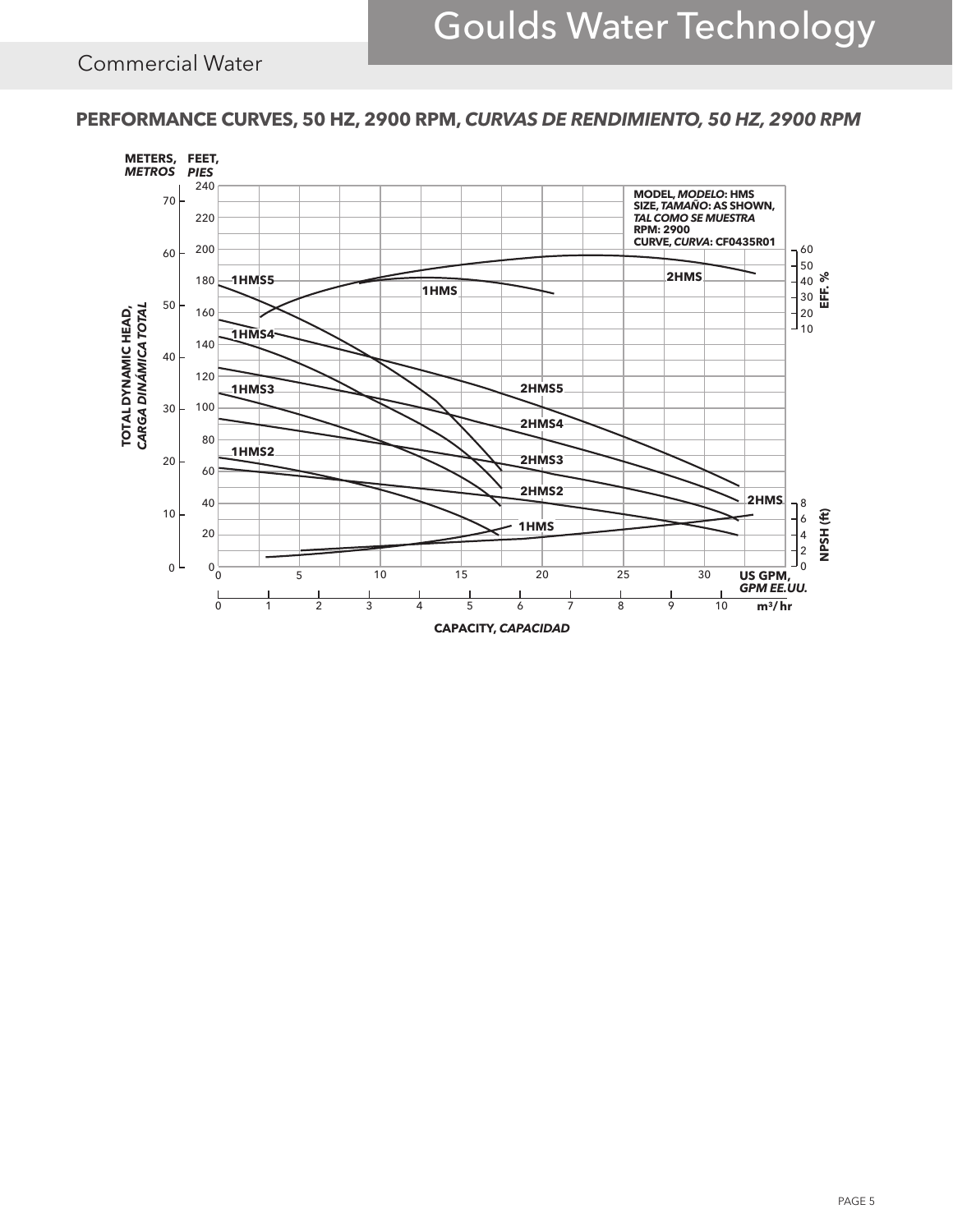## PERFORMANCE CURVES, 50 HZ, 2900 RPM, *CURVAS DE RENDIMIENTO, 50 HZ, 2900 RPM*

**MODEL, *MODELO*: HMS**
**SIZE, *TAMAÑO*: AS SHOWN, *TAL COMO SE MUESTRA***
**RPM: 2900**
**CURVE, *CURVA*: CF0435R01**

METERS, *METROS* — FEET, *PIES*

TOTAL DYNAMIC HEAD, *CARGA DINÁMICA TOTAL*

1HMS5, 1HMS4, 1HMS3, 1HMS2, 1HMS, 2HMS5, 2HMS4, 2HMS3, 2HMS2, 2HMS

EFF. %

NPSH (ft)

US GPM, *GPM EE.UU.*

$m^3/hr$

CAPACITY, *CAPACIDAD*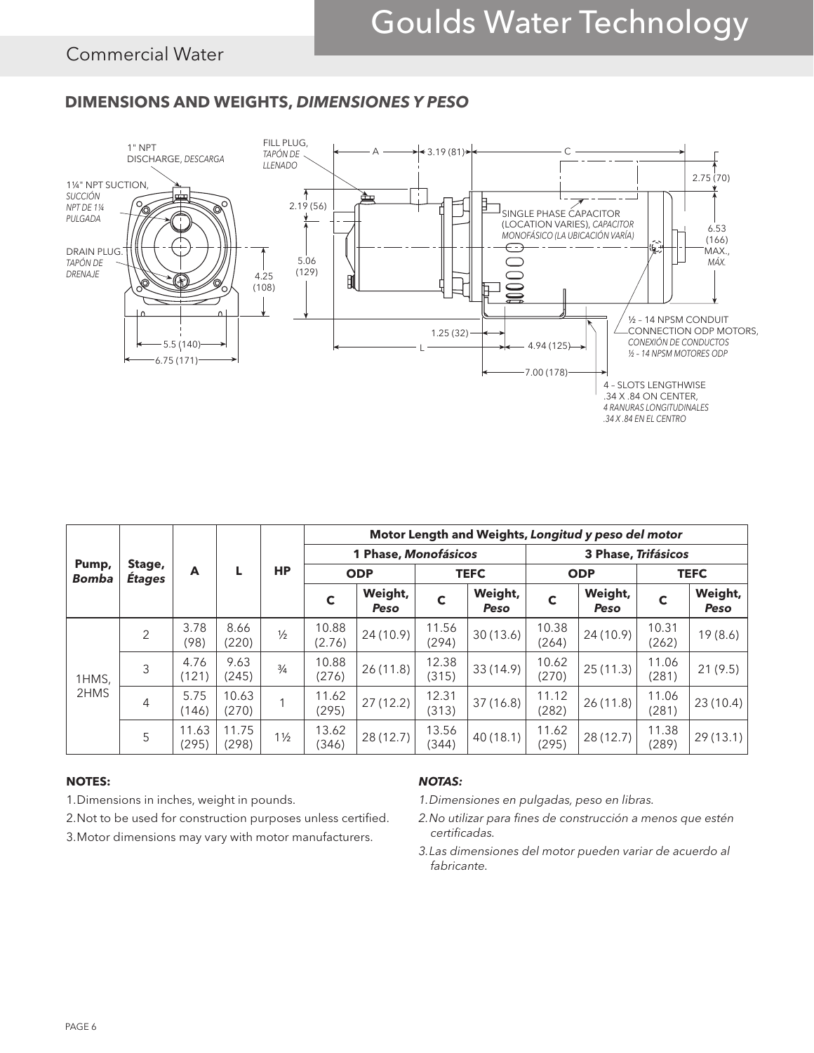## DIMENSIONS AND WEIGHTS, *DIMENSIONES Y PESO*

1" NPT DISCHARGE, *DESCARGA*

FILL PLUG, *TAPÓN DE LLENADO*

1¼" NPT SUCTION, *SUCCIÓN NPT DE 1¼ PULGADA*

DRAIN PLUG, *TAPÓN DE DRENAJE*

SINGLE PHASE CAPACITOR (LOCATION VARIES), *CAPACITOR MONOFÁSICO (LA UBICACIÓN VARÍA)*

½ – 14 NPSM CONDUIT CONNECTION ODP MOTORS, *CONEXIÓN DE CONDUCTOS ½ – 14 NPSM MOTORES ODP*

4 – SLOTS LENGTHWISE .34 X .84 ON CENTER, *4 RANURAS LONGITUDINALES .34 X .84 EN EL CENTRO*

A, 3.19 (81), C, 2.75 (70), 2.19 (56), 5.06 (129), 4.25 (108), 6.53 (166) MAX., *MÁX.*, 5.5 (140), 6.75 (171), 1.25 (32), L, 4.94 (125), 7.00 (178)

| Pump, *Bomba* | Stage, *Étages* | A | L | HP | Motor Length and Weights, *Longitud y peso del motor* | | | | | | | |
|---|---|---|---|---|---|---|---|---|---|---|---|---|
| | | | | | 1 Phase, *Monofásicos* | | | | 3 Phase, *Trifásicos* | | | |
| | | | | | ODP | | TEFC | | ODP | | TEFC | |
| | | | | | C | Weight, *Peso* | C | Weight, *Peso* | C | Weight, *Peso* | C | Weight, *Peso* |
| 1HMS, 2HMS | 2 | 3.78 (98) | 8.66 (220) | ½ | 10.88 (2.76) | 24 (10.9) | 11.56 (294) | 30 (13.6) | 10.38 (264) | 24 (10.9) | 10.31 (262) | 19 (8.6) |
| | 3 | 4.76 (121) | 9.63 (245) | ¾ | 10.88 (276) | 26 (11.8) | 12.38 (315) | 33 (14.9) | 10.62 (270) | 25 (11.3) | 11.06 (281) | 21 (9.5) |
| | 4 | 5.75 (146) | 10.63 (270) | 1 | 11.62 (295) | 27 (12.2) | 12.31 (313) | 37 (16.8) | 11.12 (282) | 26 (11.8) | 11.06 (281) | 23 (10.4) |
| | 5 | 11.63 (295) | 11.75 (298) | 1½ | 13.62 (346) | 28 (12.7) | 13.56 (344) | 40 (18.1) | 11.62 (295) | 28 (12.7) | 11.38 (289) | 29 (13.1) |

**NOTES:**

1. Dimensions in inches, weight in pounds.
2. Not to be used for construction purposes unless certified.
3. Motor dimensions may vary with motor manufacturers.

***NOTAS:***

1. *Dimensiones en pulgadas, peso en libras.*
2. *No utilizar para fines de construcción a menos que estén certificadas.*
3. *Las dimensiones del motor pueden variar de acuerdo al fabricante.*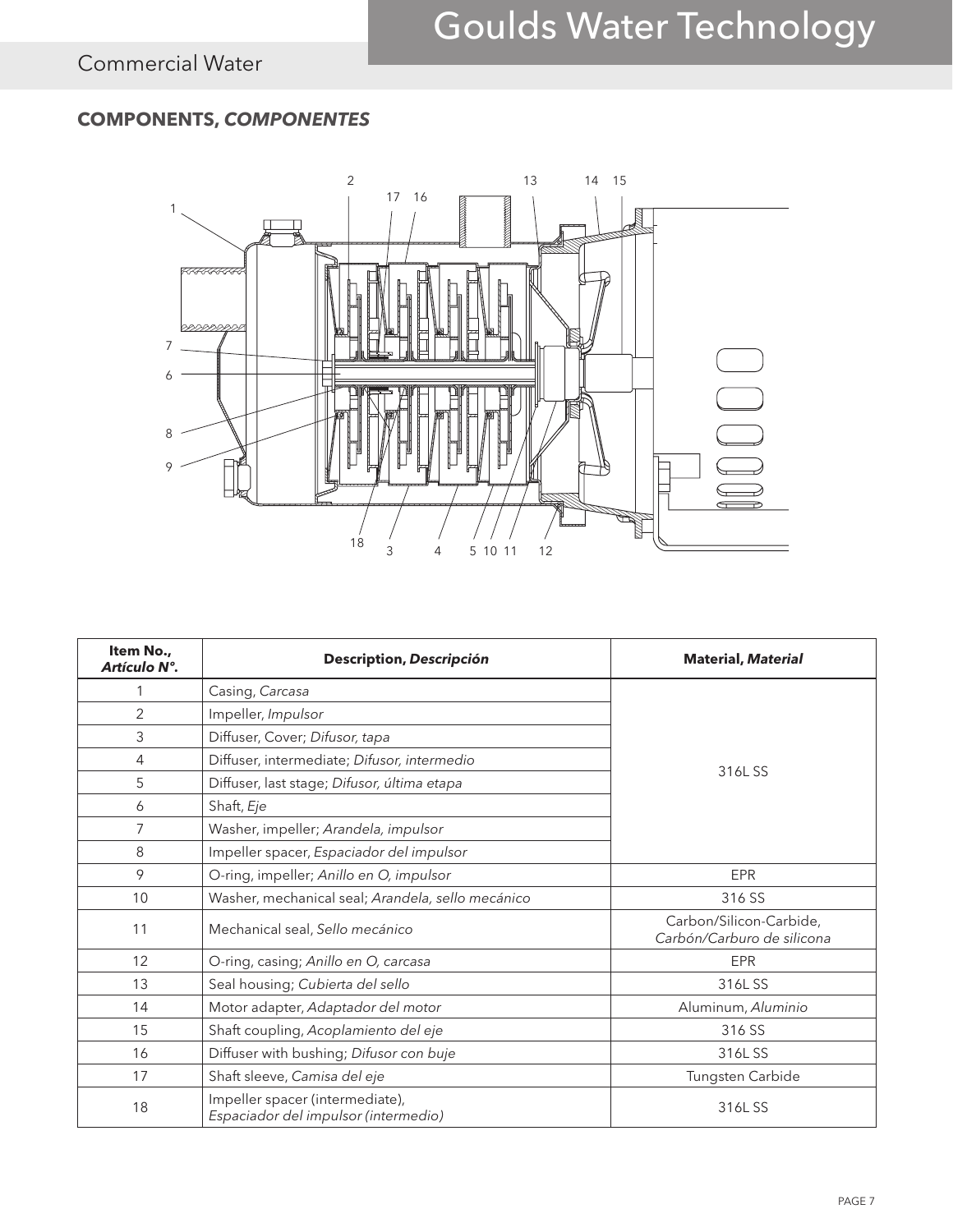## COMPONENTS, *COMPONENTES*

| Item No., *Artículo N°.* | Description, *Descripción* | Material, *Material* |
|---|---|---|
| 1 | Casing, *Carcasa* | 316L SS |
| 2 | Impeller, *Impulsor* | 316L SS |
| 3 | Diffuser, Cover; *Difusor, tapa* | 316L SS |
| 4 | Diffuser, intermediate; *Difusor, intermedio* | 316L SS |
| 5 | Diffuser, last stage; *Difusor, última etapa* | 316L SS |
| 6 | Shaft, *Eje* | 316L SS |
| 7 | Washer, impeller; *Arandela, impulsor* | 316L SS |
| 8 | Impeller spacer, *Espaciador del impulsor* | 316L SS |
| 9 | O-ring, impeller; *Anillo en O, impulsor* | EPR |
| 10 | Washer, mechanical seal; *Arandela, sello mecánico* | 316 SS |
| 11 | Mechanical seal, *Sello mecánico* | Carbon/Silicon-Carbide, *Carbón/Carburo de silicona* |
| 12 | O-ring, casing; *Anillo en O, carcasa* | EPR |
| 13 | Seal housing; *Cubierta del sello* | 316L SS |
| 14 | Motor adapter, *Adaptador del motor* | Aluminum, *Aluminio* |
| 15 | Shaft coupling, *Acoplamiento del eje* | 316 SS |
| 16 | Diffuser with bushing; *Difusor con buje* | 316L SS |
| 17 | Shaft sleeve, *Camisa del eje* | Tungsten Carbide |
| 18 | Impeller spacer (intermediate), *Espaciador del impulsor (intermedio)* | 316L SS |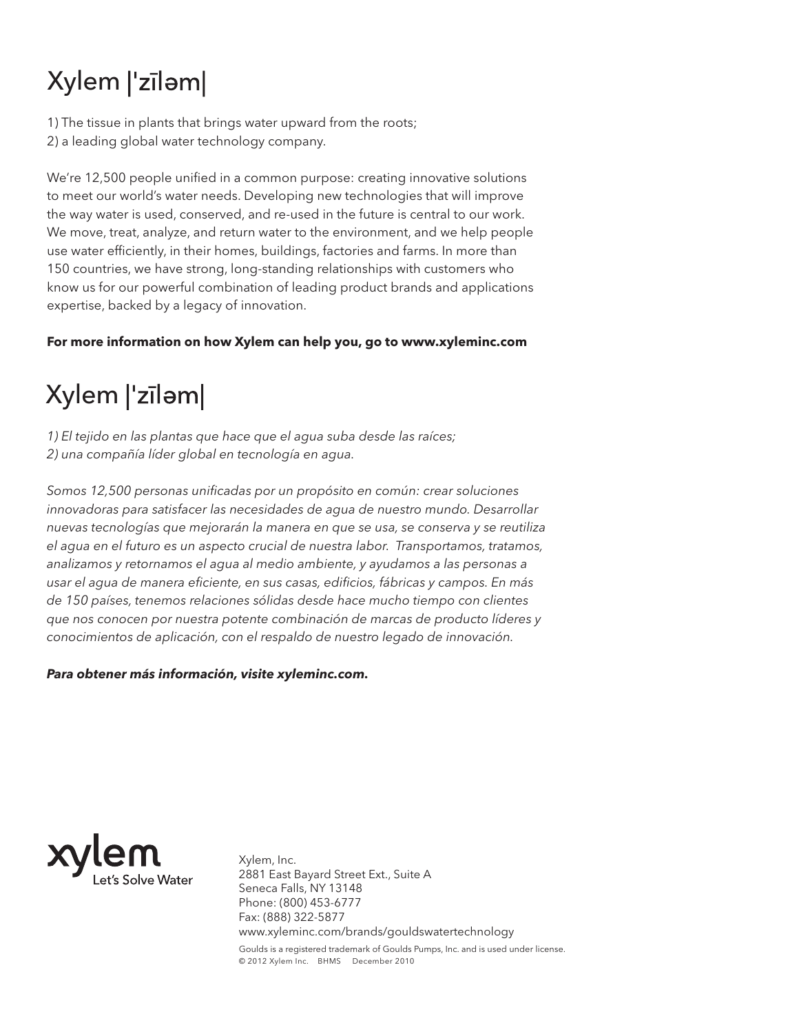# Xylem |'zīləm|

1) The tissue in plants that brings water upward from the roots;
2) a leading global water technology company.

We're 12,500 people unified in a common purpose: creating innovative solutions to meet our world's water needs. Developing new technologies that will improve the way water is used, conserved, and re-used in the future is central to our work. We move, treat, analyze, and return water to the environment, and we help people use water efficiently, in their homes, buildings, factories and farms. In more than 150 countries, we have strong, long-standing relationships with customers who know us for our powerful combination of leading product brands and applications expertise, backed by a legacy of innovation.

**For more information on how Xylem can help you, go to www.xyleminc.com**

# Xylem |'zīləm|

*1) El tejido en las plantas que hace que el agua suba desde las raíces;*
*2) una compañía líder global en tecnología en agua.*

*Somos 12,500 personas unificadas por un propósito en común: crear soluciones innovadoras para satisfacer las necesidades de agua de nuestro mundo. Desarrollar nuevas tecnologías que mejorarán la manera en que se usa, se conserva y se reutiliza el agua en el futuro es un aspecto crucial de nuestra labor. Transportamos, tratamos, analizamos y retornamos el agua al medio ambiente, y ayudamos a las personas a usar el agua de manera eficiente, en sus casas, edificios, fábricas y campos. En más de 150 países, tenemos relaciones sólidas desde hace mucho tiempo con clientes que nos conocen por nuestra potente combinación de marcas de producto líderes y conocimientos de aplicación, con el respaldo de nuestro legado de innovación.*

***Para obtener más información, visite xyleminc.com.***

xylem
Let's Solve Water

Xylem, Inc.
2881 East Bayard Street Ext., Suite A
Seneca Falls, NY 13148
Phone: (800) 453-6777
Fax: (888) 322-5877
www.xyleminc.com/brands/gouldswatertechnology

Goulds is a registered trademark of Goulds Pumps, Inc. and is used under license.
© 2012 Xylem Inc. BHMS December 2010